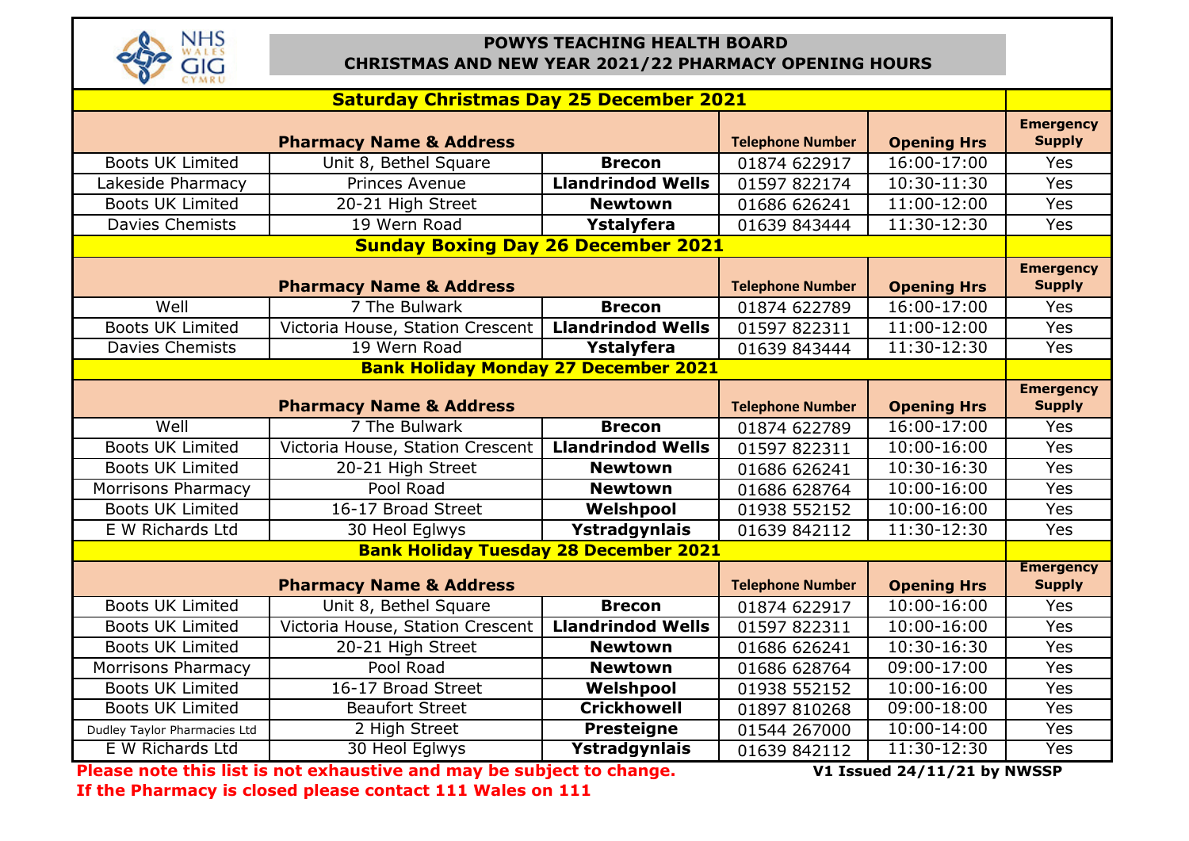NHS WALES GIG CYMRU

# POWYS TEACHING HEALTH BOARD
## CHRISTMAS AND NEW YEAR 2021/22 PHARMACY OPENING HOURS

### Saturday Christmas Day 25 December 2021

| Pharmacy Name & Address | | | Telephone Number | Opening Hrs | Emergency Supply |
|---|---|---|---|---|---|
| Boots UK Limited | Unit 8, Bethel Square | **Brecon** | 01874 622917 | 16:00-17:00 | Yes |
| Lakeside Pharmacy | Princes Avenue | **Llandrindod Wells** | 01597 822174 | 10:30-11:30 | Yes |
| Boots UK Limited | 20-21 High Street | **Newtown** | 01686 626241 | 11:00-12:00 | Yes |
| Davies Chemists | 19 Wern Road | **Ystalyfera** | 01639 843444 | 11:30-12:30 | Yes |

### Sunday Boxing Day 26 December 2021

| Pharmacy Name & Address | | | Telephone Number | Opening Hrs | Emergency Supply |
|---|---|---|---|---|---|
| Well | 7 The Bulwark | **Brecon** | 01874 622789 | 16:00-17:00 | Yes |
| Boots UK Limited | Victoria House, Station Crescent | **Llandrindod Wells** | 01597 822311 | 11:00-12:00 | Yes |
| Davies Chemists | 19 Wern Road | **Ystalyfera** | 01639 843444 | 11:30-12:30 | Yes |

### Bank Holiday Monday 27 December 2021

| Pharmacy Name & Address | | | Telephone Number | Opening Hrs | Emergency Supply |
|---|---|---|---|---|---|
| Well | 7 The Bulwark | **Brecon** | 01874 622789 | 16:00-17:00 | Yes |
| Boots UK Limited | Victoria House, Station Crescent | **Llandrindod Wells** | 01597 822311 | 10:00-16:00 | Yes |
| Boots UK Limited | 20-21 High Street | **Newtown** | 01686 626241 | 10:30-16:30 | Yes |
| Morrisons Pharmacy | Pool Road | **Newtown** | 01686 628764 | 10:00-16:00 | Yes |
| Boots UK Limited | 16-17 Broad Street | **Welshpool** | 01938 552152 | 10:00-16:00 | Yes |
| E W Richards Ltd | 30 Heol Eglwys | **Ystradgynlais** | 01639 842112 | 11:30-12:30 | Yes |

### Bank Holiday Tuesday 28 December 2021

| Pharmacy Name & Address | | | Telephone Number | Opening Hrs | Emergency Supply |
|---|---|---|---|---|---|
| Boots UK Limited | Unit 8, Bethel Square | **Brecon** | 01874 622917 | 10:00-16:00 | Yes |
| Boots UK Limited | Victoria House, Station Crescent | **Llandrindod Wells** | 01597 822311 | 10:00-16:00 | Yes |
| Boots UK Limited | 20-21 High Street | **Newtown** | 01686 626241 | 10:30-16:30 | Yes |
| Morrisons Pharmacy | Pool Road | **Newtown** | 01686 628764 | 09:00-17:00 | Yes |
| Boots UK Limited | 16-17 Broad Street | **Welshpool** | 01938 552152 | 10:00-16:00 | Yes |
| Boots UK Limited | Beaufort Street | **Crickhowell** | 01897 810268 | 09:00-18:00 | Yes |
| Dudley Taylor Pharmacies Ltd | 2 High Street | **Presteigne** | 01544 267000 | 10:00-14:00 | Yes |
| E W Richards Ltd | 30 Heol Eglwys | **Ystradgynlais** | 01639 842112 | 11:30-12:30 | Yes |

**Please note this list is not exhaustive and may be subject to change.**
**If the Pharmacy is closed please contact 111 Wales on 111**

**V1 Issued 24/11/21 by NWSSP**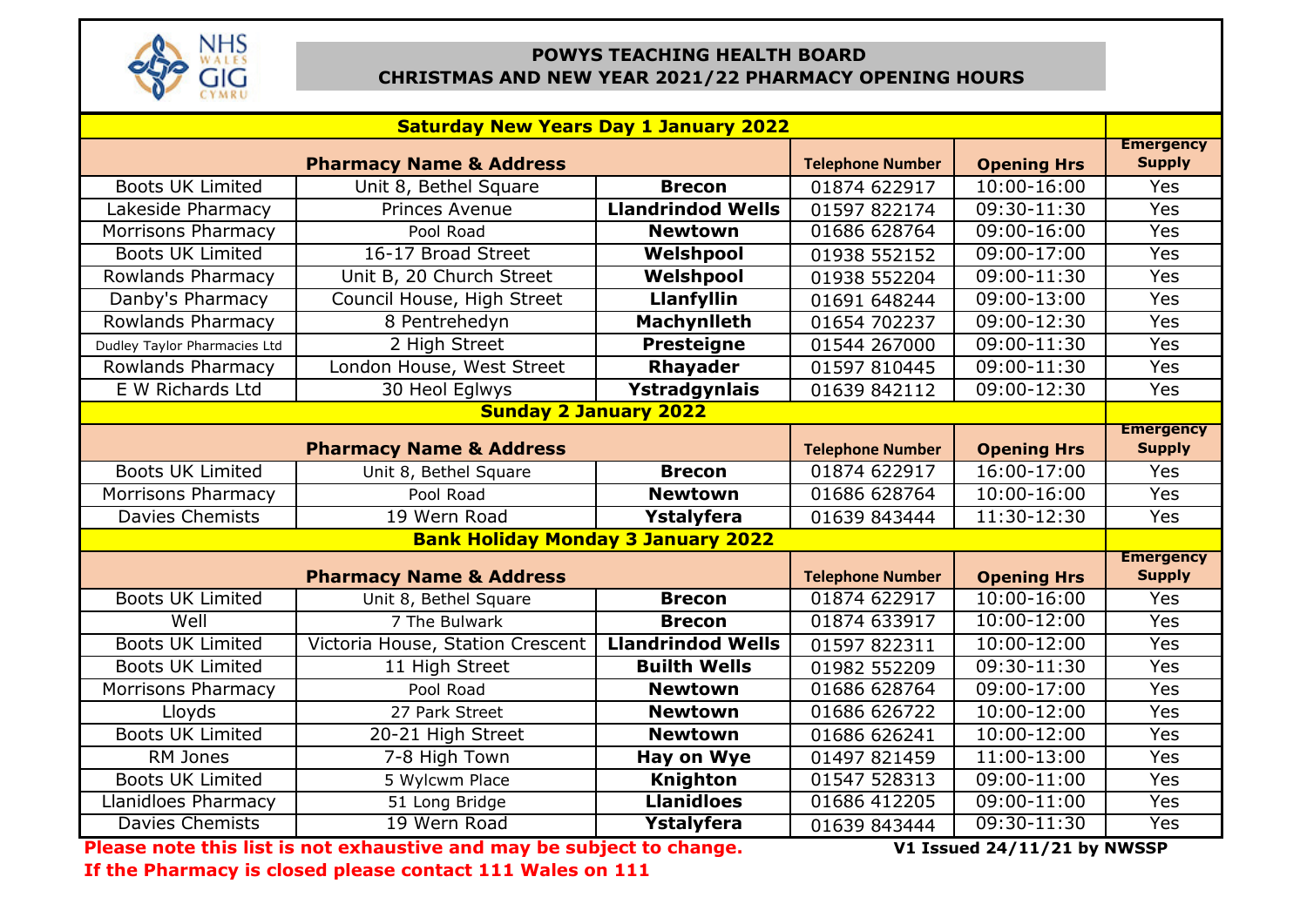# POWYS TEACHING HEALTH BOARD
## CHRISTMAS AND NEW YEAR 2021/22 PHARMACY OPENING HOURS

| **Saturday New Years Day 1 January 2022** | | | | | |
|---|---|---|---|---|---|
| **Pharmacy Name & Address** | | | **Telephone Number** | **Opening Hrs** | **Emergency Supply** |
| Boots UK Limited | Unit 8, Bethel Square | **Brecon** | 01874 622917 | 10:00-16:00 | Yes |
| Lakeside Pharmacy | Princes Avenue | **Llandrindod Wells** | 01597 822174 | 09:30-11:30 | Yes |
| Morrisons Pharmacy | Pool Road | **Newtown** | 01686 628764 | 09:00-16:00 | Yes |
| Boots UK Limited | 16-17 Broad Street | **Welshpool** | 01938 552152 | 09:00-17:00 | Yes |
| Rowlands Pharmacy | Unit B, 20 Church Street | **Welshpool** | 01938 552204 | 09:00-11:30 | Yes |
| Danby's Pharmacy | Council House, High Street | **Llanfyllin** | 01691 648244 | 09:00-13:00 | Yes |
| Rowlands Pharmacy | 8 Pentrehedyn | **Machynlleth** | 01654 702237 | 09:00-12:30 | Yes |
| Dudley Taylor Pharmacies Ltd | 2 High Street | **Presteigne** | 01544 267000 | 09:00-11:30 | Yes |
| Rowlands Pharmacy | London House, West Street | **Rhayader** | 01597 810445 | 09:00-11:30 | Yes |
| E W Richards Ltd | 30 Heol Eglwys | **Ystradgynlais** | 01639 842112 | 09:00-12:30 | Yes |
| **Sunday 2 January 2022** | | | | | |
| **Pharmacy Name & Address** | | | **Telephone Number** | **Opening Hrs** | **Emergency Supply** |
| Boots UK Limited | Unit 8, Bethel Square | **Brecon** | 01874 622917 | 16:00-17:00 | Yes |
| Morrisons Pharmacy | Pool Road | **Newtown** | 01686 628764 | 10:00-16:00 | Yes |
| Davies Chemists | 19 Wern Road | **Ystalyfera** | 01639 843444 | 11:30-12:30 | Yes |
| **Bank Holiday Monday 3 January 2022** | | | | | |
| **Pharmacy Name & Address** | | | **Telephone Number** | **Opening Hrs** | **Emergency Supply** |
| Boots UK Limited | Unit 8, Bethel Square | **Brecon** | 01874 622917 | 10:00-16:00 | Yes |
| Well | 7 The Bulwark | **Brecon** | 01874 633917 | 10:00-12:00 | Yes |
| Boots UK Limited | Victoria House, Station Crescent | **Llandrindod Wells** | 01597 822311 | 10:00-12:00 | Yes |
| Boots UK Limited | 11 High Street | **Builth Wells** | 01982 552209 | 09:30-11:30 | Yes |
| Morrisons Pharmacy | Pool Road | **Newtown** | 01686 628764 | 09:00-17:00 | Yes |
| Lloyds | 27 Park Street | **Newtown** | 01686 626722 | 10:00-12:00 | Yes |
| Boots UK Limited | 20-21 High Street | **Newtown** | 01686 626241 | 10:00-12:00 | Yes |
| RM Jones | 7-8 High Town | **Hay on Wye** | 01497 821459 | 11:00-13:00 | Yes |
| Boots UK Limited | 5 Wylcwm Place | **Knighton** | 01547 528313 | 09:00-11:00 | Yes |
| Llanidloes Pharmacy | 51 Long Bridge | **Llanidloes** | 01686 412205 | 09:00-11:00 | Yes |
| Davies Chemists | 19 Wern Road | **Ystalyfera** | 01639 843444 | 09:30-11:30 | Yes |

**Please note this list is not exhaustive and may be subject to change.**

**V1 Issued 24/11/21 by NWSSP**

**If the Pharmacy is closed please contact 111 Wales on 111**